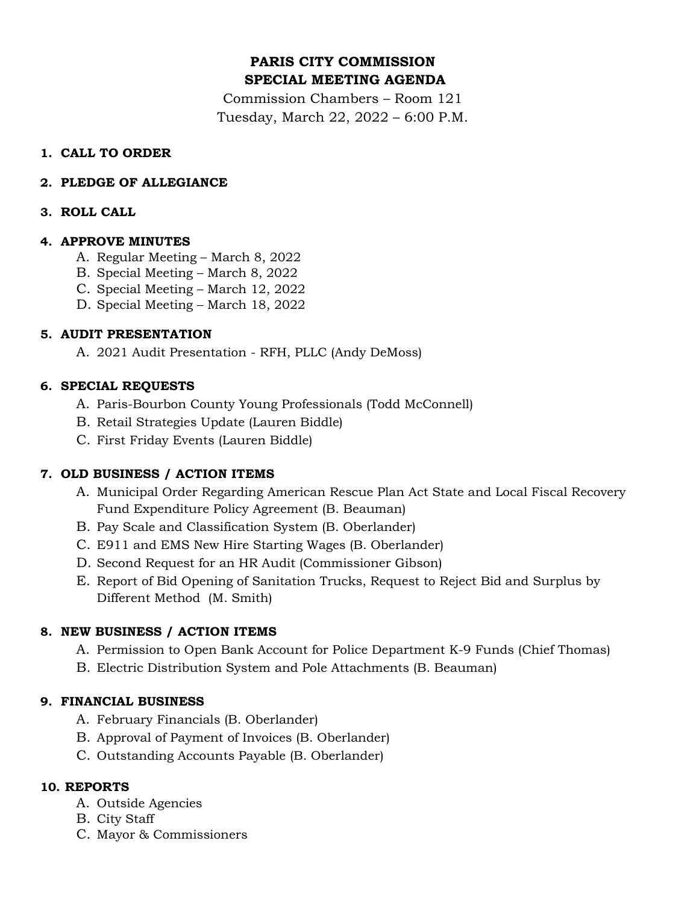# PARIS CITY COMMISSION
# SPECIAL MEETING AGENDA

Commission Chambers – Room 121
Tuesday, March 22, 2022 – 6:00 P.M.

**1. CALL TO ORDER**

**2. PLEDGE OF ALLEGIANCE**

**3. ROLL CALL**

**4. APPROVE MINUTES**

   A. Regular Meeting – March 8, 2022
   B. Special Meeting – March 8, 2022
   C. Special Meeting – March 12, 2022
   D. Special Meeting – March 18, 2022

**5. AUDIT PRESENTATION**

   A. 2021 Audit Presentation - RFH, PLLC (Andy DeMoss)

**6. SPECIAL REQUESTS**

   A. Paris-Bourbon County Young Professionals (Todd McConnell)
   B. Retail Strategies Update (Lauren Biddle)
   C. First Friday Events (Lauren Biddle)

**7. OLD BUSINESS / ACTION ITEMS**

   A. Municipal Order Regarding American Rescue Plan Act State and Local Fiscal Recovery Fund Expenditure Policy Agreement (B. Beauman)
   B. Pay Scale and Classification System (B. Oberlander)
   C. E911 and EMS New Hire Starting Wages (B. Oberlander)
   D. Second Request for an HR Audit (Commissioner Gibson)
   E. Report of Bid Opening of Sanitation Trucks, Request to Reject Bid and Surplus by Different Method (M. Smith)

**8. NEW BUSINESS / ACTION ITEMS**

   A. Permission to Open Bank Account for Police Department K-9 Funds (Chief Thomas)
   B. Electric Distribution System and Pole Attachments (B. Beauman)

**9. FINANCIAL BUSINESS**

   A. February Financials (B. Oberlander)
   B. Approval of Payment of Invoices (B. Oberlander)
   C. Outstanding Accounts Payable (B. Oberlander)

**10. REPORTS**

   A. Outside Agencies
   B. City Staff
   C. Mayor & Commissioners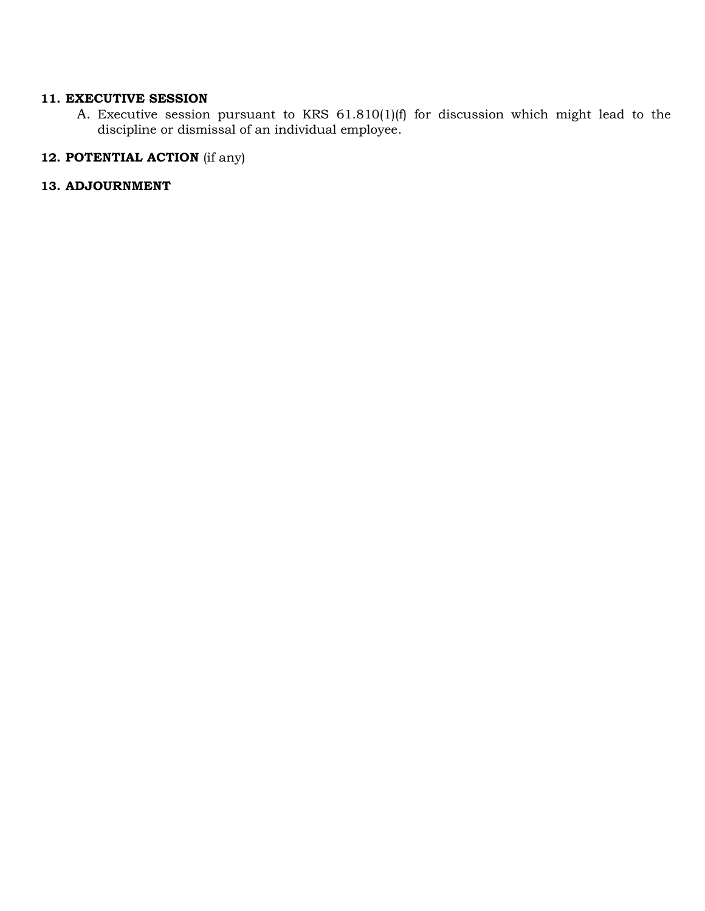**11. EXECUTIVE SESSION**

A. Executive session pursuant to KRS 61.810(1)(f) for discussion which might lead to the discipline or dismissal of an individual employee.

**12. POTENTIAL ACTION** (if any)

**13. ADJOURNMENT**